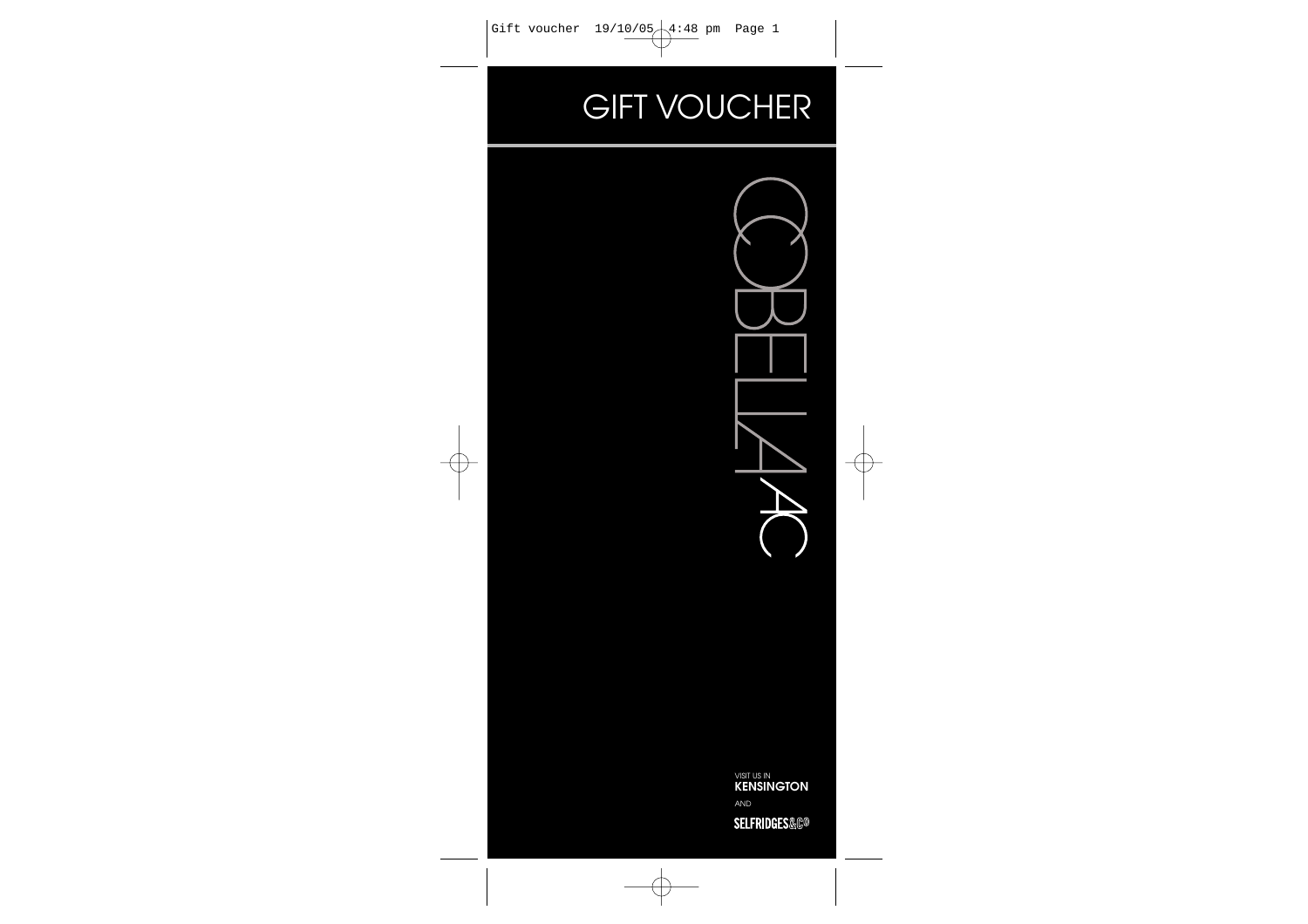# GIFT VOUCHER

COBELLA AC

VISIT US IN
**KENSINGTON**
AND
**SELFRIDGES&Co**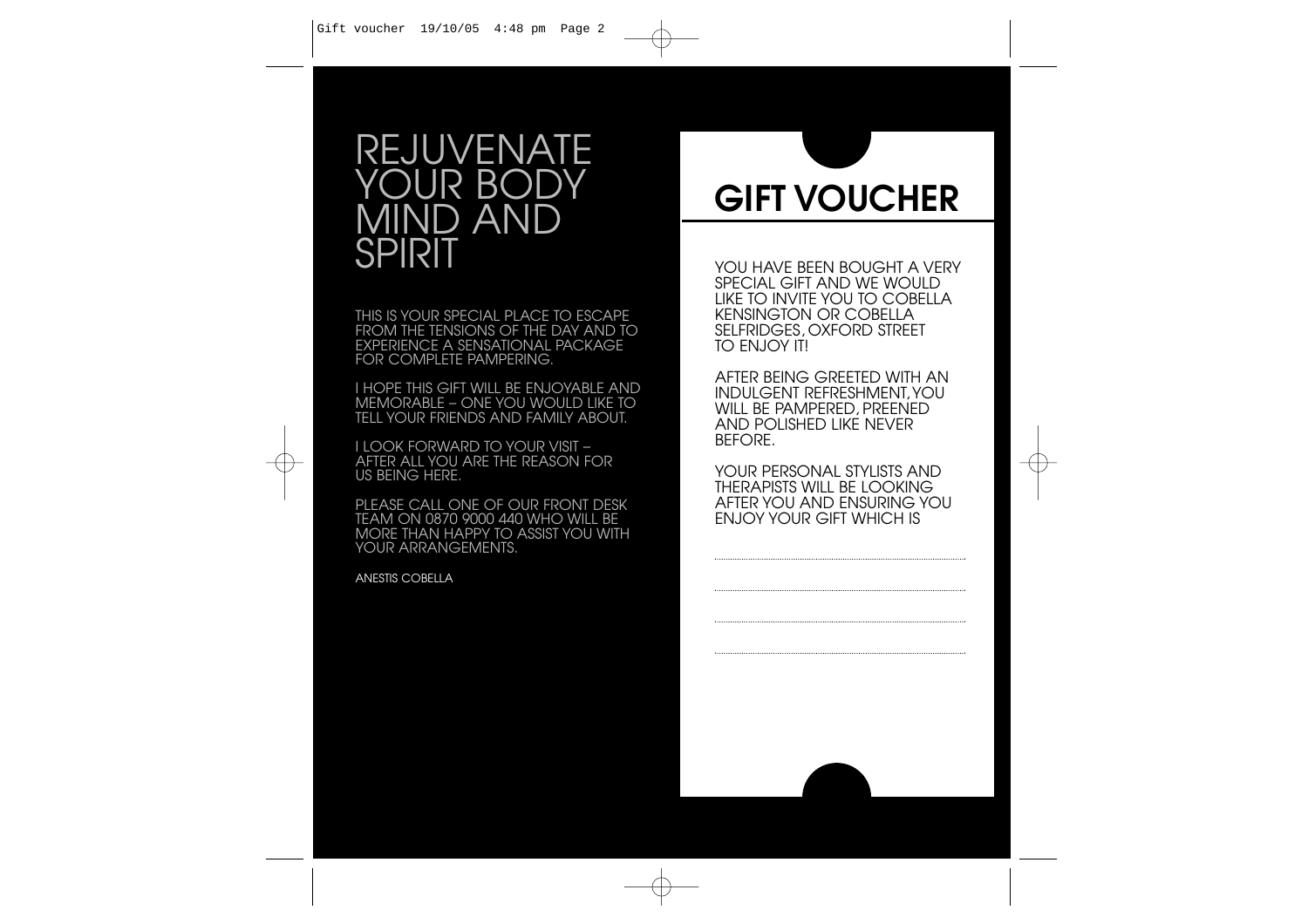# REJUVENATE YOUR BODY MIND AND SPIRIT

THIS IS YOUR SPECIAL PLACE TO ESCAPE FROM THE TENSIONS OF THE DAY AND TO EXPERIENCE A SENSATIONAL PACKAGE FOR COMPLETE PAMPERING.

I HOPE THIS GIFT WILL BE ENJOYABLE AND MEMORABLE – ONE YOU WOULD LIKE TO TELL YOUR FRIENDS AND FAMILY ABOUT.

I LOOK FORWARD TO YOUR VISIT – AFTER ALL YOU ARE THE REASON FOR US BEING HERE.

PLEASE CALL ONE OF OUR FRONT DESK TEAM ON 0870 9000 440 WHO WILL BE MORE THAN HAPPY TO ASSIST YOU WITH YOUR ARRANGEMENTS.

ANESTIS COBELLA

# GIFT VOUCHER

YOU HAVE BEEN BOUGHT A VERY SPECIAL GIFT AND WE WOULD LIKE TO INVITE YOU TO COBELLA KENSINGTON OR COBELLA SELFRIDGES, OXFORD STREET TO ENJOY IT!

AFTER BEING GREETED WITH AN INDULGENT REFRESHMENT, YOU WILL BE PAMPERED, PREENED AND POLISHED LIKE NEVER BEFORE.

YOUR PERSONAL STYLISTS AND THERAPISTS WILL BE LOOKING AFTER YOU AND ENSURING YOU ENJOY YOUR GIFT WHICH IS

..............................................................................

..............................................................................

..............................................................................

..............................................................................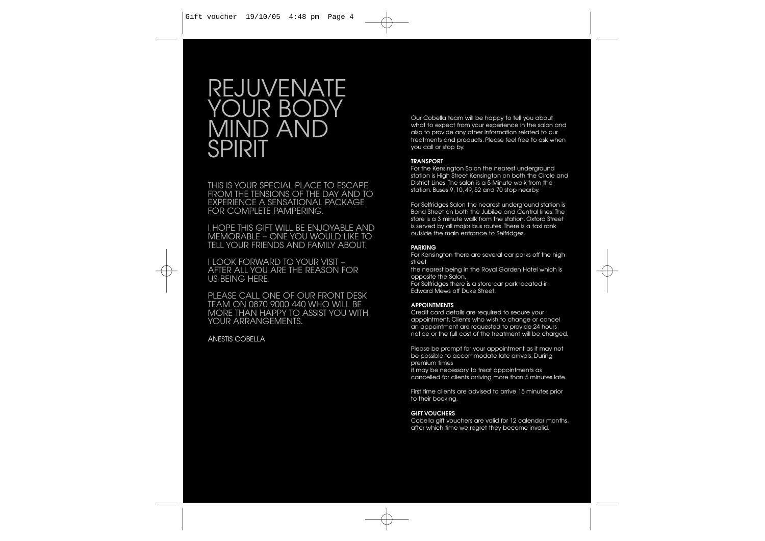# REJUVENATE YOUR BODY MIND AND SPIRIT

THIS IS YOUR SPECIAL PLACE TO ESCAPE FROM THE TENSIONS OF THE DAY AND TO EXPERIENCE A SENSATIONAL PACKAGE FOR COMPLETE PAMPERING.

I HOPE THIS GIFT WILL BE ENJOYABLE AND MEMORABLE – ONE YOU WOULD LIKE TO TELL YOUR FRIENDS AND FAMILY ABOUT.

I LOOK FORWARD TO YOUR VISIT – AFTER ALL YOU ARE THE REASON FOR US BEING HERE.

PLEASE CALL ONE OF OUR FRONT DESK TEAM ON 0870 9000 440 WHO WILL BE MORE THAN HAPPY TO ASSIST YOU WITH YOUR ARRANGEMENTS.

ANESTIS COBELLA

Our Cobella team will be happy to tell you about what to expect from your experience in the salon and also to provide any other information related to our treatments and products. Please feel free to ask when you call or stop by.

**TRANSPORT**

For the Kensington Salon the nearest underground station is High Street Kensington on both the Circle and District Lines. The salon is a 5 Minute walk from the station. Buses 9, 10, 49, 52 and 70 stop nearby.

For Selfridges Salon the nearest underground station is Bond Street on both the Jubilee and Central lines. The store is a 3 minute walk from the station. Oxford Street is served by all major bus routes. There is a taxi rank outside the main entrance to Selfridges.

**PARKING**

For Kensington there are several car parks off the high street the nearest being in the Royal Garden Hotel which is opposite the Salon.

For Selfridges there is a store car park located in Edward Mews off Duke Street.

**APPOINTMENTS**

Credit card details are required to secure your appointment. Clients who wish to change or cancel an appointment are requested to provide 24 hours notice or the full cost of the treatment will be charged.

Please be prompt for your appointment as it may not be possible to accommodate late arrivals. During premium times it may be necessary to treat appointments as cancelled for clients arriving more than 5 minutes late.

First time clients are advised to arrive 15 minutes prior to their booking.

**GIFT VOUCHERS**

Cobella gift vouchers are valid for 12 calendar months, after which time we regret they become invalid.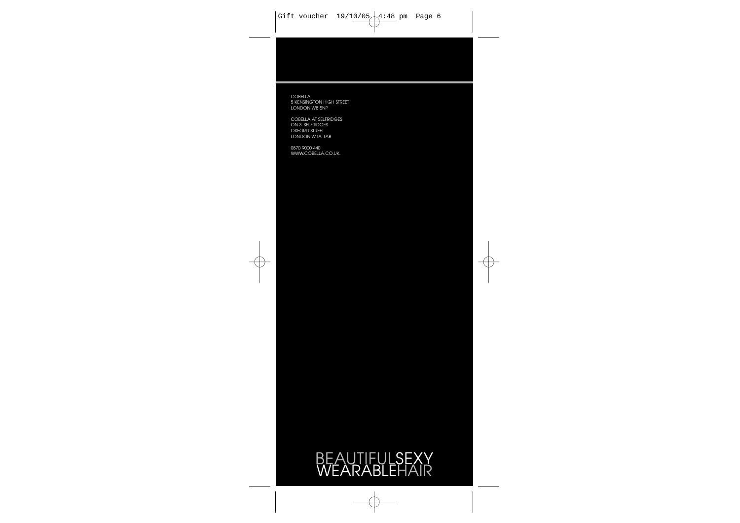COBELLA
5 KENSINGTON HIGH STREET
LONDON W8 5NP

COBELLA AT SELFRIDGES
ON 3, SELFRIDGES
OXFORD STREET
LONDON W1A 1AB

0870 9000 440
WWW.COBELLA.CO.UK.

BEAUTIFULSEXY
WEARABLEHAIR